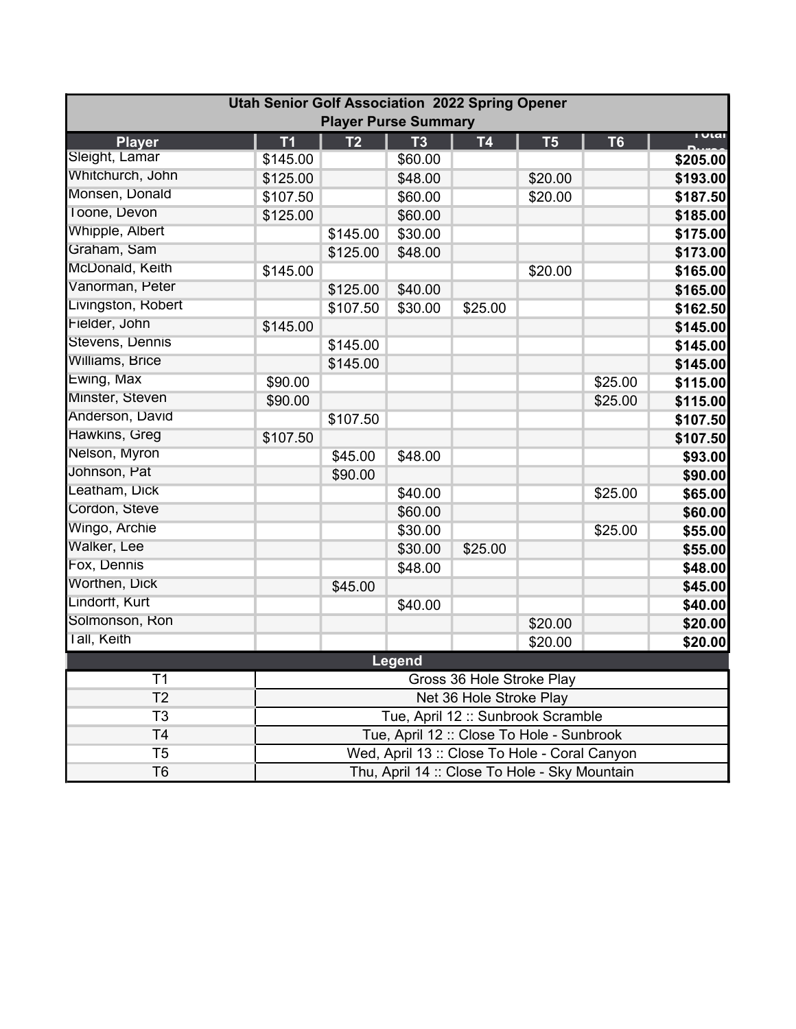# Utah Senior Golf Association 2022 Spring Opener

## Player Purse Summary

| Player | T1 | T2 | T3 | T4 | T5 | T6 | Total Purse |
|---|---|---|---|---|---|---|---|
| Sleight, Lamar | $145.00 | | $60.00 | | | | **$205.00** |
| Whitchurch, John | $125.00 | | $48.00 | | $20.00 | | **$193.00** |
| Monsen, Donald | $107.50 | | $60.00 | | $20.00 | | **$187.50** |
| Toone, Devon | $125.00 | | $60.00 | | | | **$185.00** |
| Whipple, Albert | | $145.00 | $30.00 | | | | **$175.00** |
| Graham, Sam | | $125.00 | $48.00 | | | | **$173.00** |
| McDonald, Keith | $145.00 | | | | $20.00 | | **$165.00** |
| Vanorman, Peter | | $125.00 | $40.00 | | | | **$165.00** |
| Livingston, Robert | | $107.50 | $30.00 | $25.00 | | | **$162.50** |
| Fielder, John | $145.00 | | | | | | **$145.00** |
| Stevens, Dennis | | $145.00 | | | | | **$145.00** |
| Williams, Brice | | $145.00 | | | | | **$145.00** |
| Ewing, Max | $90.00 | | | | | $25.00 | **$115.00** |
| Minster, Steven | $90.00 | | | | | $25.00 | **$115.00** |
| Anderson, David | | $107.50 | | | | | **$107.50** |
| Hawkins, Greg | $107.50 | | | | | | **$107.50** |
| Nelson, Myron | | $45.00 | $48.00 | | | | **$93.00** |
| Johnson, Pat | | $90.00 | | | | | **$90.00** |
| Leatham, Dick | | | $40.00 | | | $25.00 | **$65.00** |
| Cordon, Steve | | | $60.00 | | | | **$60.00** |
| Wingo, Archie | | | $30.00 | | | $25.00 | **$55.00** |
| Walker, Lee | | | $30.00 | $25.00 | | | **$55.00** |
| Fox, Dennis | | | $48.00 | | | | **$48.00** |
| Worthen, Dick | | $45.00 | | | | | **$45.00** |
| Lindorff, Kurt | | | $40.00 | | | | **$40.00** |
| Solmonson, Ron | | | | | $20.00 | | **$20.00** |
| Tall, Keith | | | | | $20.00 | | **$20.00** |

## Legend

| Code | Description |
|---|---|
| T1 | Gross 36 Hole Stroke Play |
| T2 | Net 36 Hole Stroke Play |
| T3 | Tue, April 12 :: Sunbrook Scramble |
| T4 | Tue, April 12 :: Close To Hole - Sunbrook |
| T5 | Wed, April 13 :: Close To Hole - Coral Canyon |
| T6 | Thu, April 14 :: Close To Hole - Sky Mountain |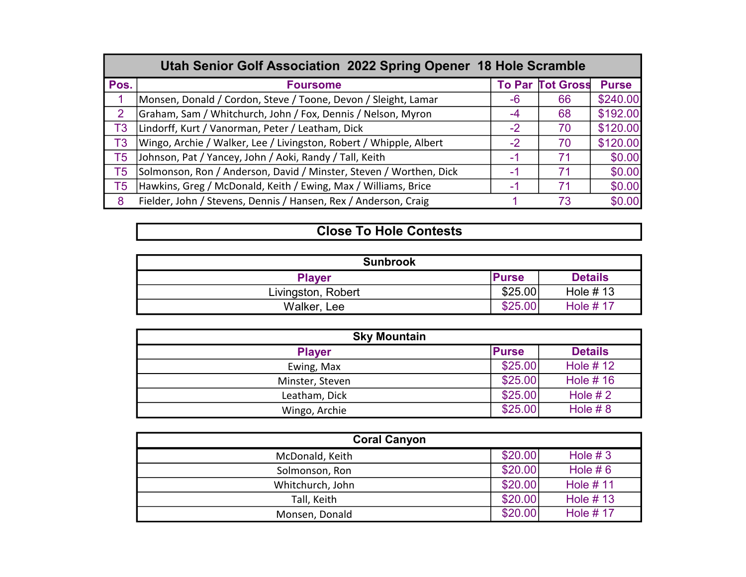# Utah Senior Golf Association 2022 Spring Opener 18 Hole Scramble

| Pos. | Foursome | To Par | Tot Gross | Purse |
|---|---|---|---|---|
| 1 | Monsen, Donald / Cordon, Steve / Toone, Devon / Sleight, Lamar | -6 | 66 | $240.00 |
| 2 | Graham, Sam / Whitchurch, John / Fox, Dennis / Nelson, Myron | -4 | 68 | $192.00 |
| T3 | Lindorff, Kurt / Vanorman, Peter / Leatham, Dick | -2 | 70 | $120.00 |
| T3 | Wingo, Archie / Walker, Lee / Livingston, Robert / Whipple, Albert | -2 | 70 | $120.00 |
| T5 | Johnson, Pat / Yancey, John / Aoki, Randy / Tall, Keith | -1 | 71 | $0.00 |
| T5 | Solmonson, Ron / Anderson, David / Minster, Steven / Worthen, Dick | -1 | 71 | $0.00 |
| T5 | Hawkins, Greg / McDonald, Keith / Ewing, Max / Williams, Brice | -1 | 71 | $0.00 |
| 8 | Fielder, John / Stevens, Dennis / Hansen, Rex / Anderson, Craig | 1 | 73 | $0.00 |

## Close To Hole Contests

### Sunbrook

| Player | Purse | Details |
|---|---|---|
| Livingston, Robert | $25.00 | Hole # 13 |
| Walker, Lee | $25.00 | Hole # 17 |

### Sky Mountain

| Player | Purse | Details |
|---|---|---|
| Ewing, Max | $25.00 | Hole # 12 |
| Minster, Steven | $25.00 | Hole # 16 |
| Leatham, Dick | $25.00 | Hole # 2 |
| Wingo, Archie | $25.00 | Hole # 8 |

### Coral Canyon

| Player | Purse | Details |
|---|---|---|
| McDonald, Keith | $20.00 | Hole # 3 |
| Solmonson, Ron | $20.00 | Hole # 6 |
| Whitchurch, John | $20.00 | Hole # 11 |
| Tall, Keith | $20.00 | Hole # 13 |
| Monsen, Donald | $20.00 | Hole # 17 |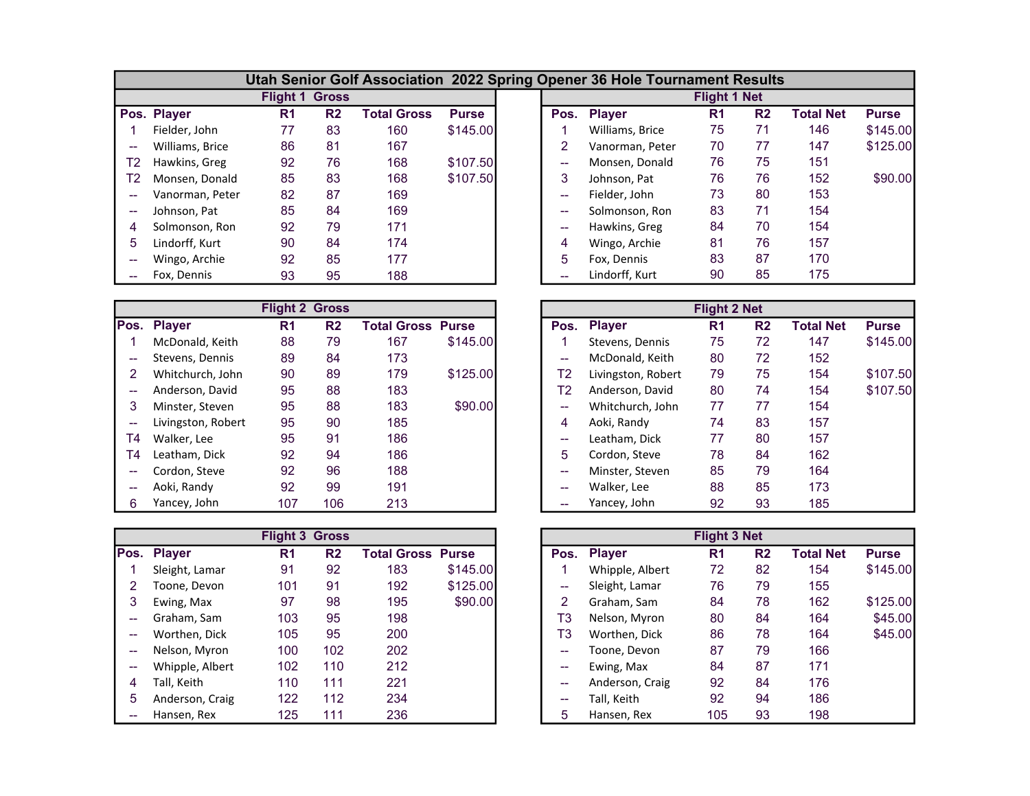# Utah Senior Golf Association 2022 Spring Opener 36 Hole Tournament Results

## Flight 1 Gross

| Pos. | Player | R1 | R2 | Total Gross | Purse |
|---|---|---|---|---|---|
| 1 | Fielder, John | 77 | 83 | 160 | $145.00 |
| -- | Williams, Brice | 86 | 81 | 167 | |
| T2 | Hawkins, Greg | 92 | 76 | 168 | $107.50 |
| T2 | Monsen, Donald | 85 | 83 | 168 | $107.50 |
| -- | Vanorman, Peter | 82 | 87 | 169 | |
| -- | Johnson, Pat | 85 | 84 | 169 | |
| 4 | Solmonson, Ron | 92 | 79 | 171 | |
| 5 | Lindorff, Kurt | 90 | 84 | 174 | |
| -- | Wingo, Archie | 92 | 85 | 177 | |
| -- | Fox, Dennis | 93 | 95 | 188 | |

## Flight 1 Net

| Pos. | Player | R1 | R2 | Total Net | Purse |
|---|---|---|---|---|---|
| 1 | Williams, Brice | 75 | 71 | 146 | $145.00 |
| 2 | Vanorman, Peter | 70 | 77 | 147 | $125.00 |
| -- | Monsen, Donald | 76 | 75 | 151 | |
| 3 | Johnson, Pat | 76 | 76 | 152 | $90.00 |
| -- | Fielder, John | 73 | 80 | 153 | |
| -- | Solmonson, Ron | 83 | 71 | 154 | |
| -- | Hawkins, Greg | 84 | 70 | 154 | |
| 4 | Wingo, Archie | 81 | 76 | 157 | |
| 5 | Fox, Dennis | 83 | 87 | 170 | |
| -- | Lindorff, Kurt | 90 | 85 | 175 | |

## Flight 2 Gross

| Pos. | Player | R1 | R2 | Total Gross | Purse |
|---|---|---|---|---|---|
| 1 | McDonald, Keith | 88 | 79 | 167 | $145.00 |
| -- | Stevens, Dennis | 89 | 84 | 173 | |
| 2 | Whitchurch, John | 90 | 89 | 179 | $125.00 |
| -- | Anderson, David | 95 | 88 | 183 | |
| 3 | Minster, Steven | 95 | 88 | 183 | $90.00 |
| -- | Livingston, Robert | 95 | 90 | 185 | |
| T4 | Walker, Lee | 95 | 91 | 186 | |
| T4 | Leatham, Dick | 92 | 94 | 186 | |
| -- | Cordon, Steve | 92 | 96 | 188 | |
| -- | Aoki, Randy | 92 | 99 | 191 | |
| 6 | Yancey, John | 107 | 106 | 213 | |

## Flight 2 Net

| Pos. | Player | R1 | R2 | Total Net | Purse |
|---|---|---|---|---|---|
| 1 | Stevens, Dennis | 75 | 72 | 147 | $145.00 |
| -- | McDonald, Keith | 80 | 72 | 152 | |
| T2 | Livingston, Robert | 79 | 75 | 154 | $107.50 |
| T2 | Anderson, David | 80 | 74 | 154 | $107.50 |
| -- | Whitchurch, John | 77 | 77 | 154 | |
| 4 | Aoki, Randy | 74 | 83 | 157 | |
| -- | Leatham, Dick | 77 | 80 | 157 | |
| 5 | Cordon, Steve | 78 | 84 | 162 | |
| -- | Minster, Steven | 85 | 79 | 164 | |
| -- | Walker, Lee | 88 | 85 | 173 | |
| -- | Yancey, John | 92 | 93 | 185 | |

## Flight 3 Gross

| Pos. | Player | R1 | R2 | Total Gross | Purse |
|---|---|---|---|---|---|
| 1 | Sleight, Lamar | 91 | 92 | 183 | $145.00 |
| 2 | Toone, Devon | 101 | 91 | 192 | $125.00 |
| 3 | Ewing, Max | 97 | 98 | 195 | $90.00 |
| -- | Graham, Sam | 103 | 95 | 198 | |
| -- | Worthen, Dick | 105 | 95 | 200 | |
| -- | Nelson, Myron | 100 | 102 | 202 | |
| -- | Whipple, Albert | 102 | 110 | 212 | |
| 4 | Tall, Keith | 110 | 111 | 221 | |
| 5 | Anderson, Craig | 122 | 112 | 234 | |
| -- | Hansen, Rex | 125 | 111 | 236 | |

## Flight 3 Net

| Pos. | Player | R1 | R2 | Total Net | Purse |
|---|---|---|---|---|---|
| 1 | Whipple, Albert | 72 | 82 | 154 | $145.00 |
| -- | Sleight, Lamar | 76 | 79 | 155 | |
| 2 | Graham, Sam | 84 | 78 | 162 | $125.00 |
| T3 | Nelson, Myron | 80 | 84 | 164 | $45.00 |
| T3 | Worthen, Dick | 86 | 78 | 164 | $45.00 |
| -- | Toone, Devon | 87 | 79 | 166 | |
| -- | Ewing, Max | 84 | 87 | 171 | |
| -- | Anderson, Craig | 92 | 84 | 176 | |
| -- | Tall, Keith | 92 | 94 | 186 | |
| 5 | Hansen, Rex | 105 | 93 | 198 | |